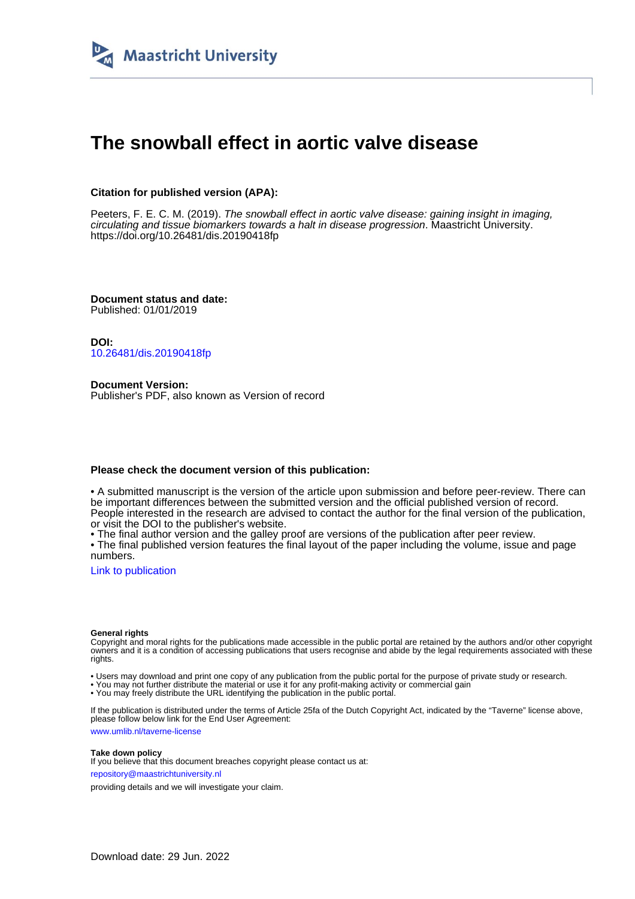Maastricht University

# The snowball effect in aortic valve disease

**Citation for published version (APA):**

Peeters, F. E. C. M. (2019). *The snowball effect in aortic valve disease: gaining insight in imaging, circulating and tissue biomarkers towards a halt in disease progression*. Maastricht University. https://doi.org/10.26481/dis.20190418fp

**Document status and date:**
Published: 01/01/2019

**DOI:**
10.26481/dis.20190418fp

**Document Version:**
Publisher's PDF, also known as Version of record

**Please check the document version of this publication:**

• A submitted manuscript is the version of the article upon submission and before peer-review. There can be important differences between the submitted version and the official published version of record. People interested in the research are advised to contact the author for the final version of the publication, or visit the DOI to the publisher's website.
• The final author version and the galley proof are versions of the publication after peer review.
• The final published version features the final layout of the paper including the volume, issue and page numbers.

Link to publication

**General rights**
Copyright and moral rights for the publications made accessible in the public portal are retained by the authors and/or other copyright owners and it is a condition of accessing publications that users recognise and abide by the legal requirements associated with these rights.

• Users may download and print one copy of any publication from the public portal for the purpose of private study or research.
• You may not further distribute the material or use it for any profit-making activity or commercial gain
• You may freely distribute the URL identifying the publication in the public portal.

If the publication is distributed under the terms of Article 25fa of the Dutch Copyright Act, indicated by the "Taverne" license above, please follow below link for the End User Agreement:

www.umlib.nl/taverne-license

**Take down policy**
If you believe that this document breaches copyright please contact us at:

repository@maastrichtuniversity.nl

providing details and we will investigate your claim.

Download date: 29 Jun. 2022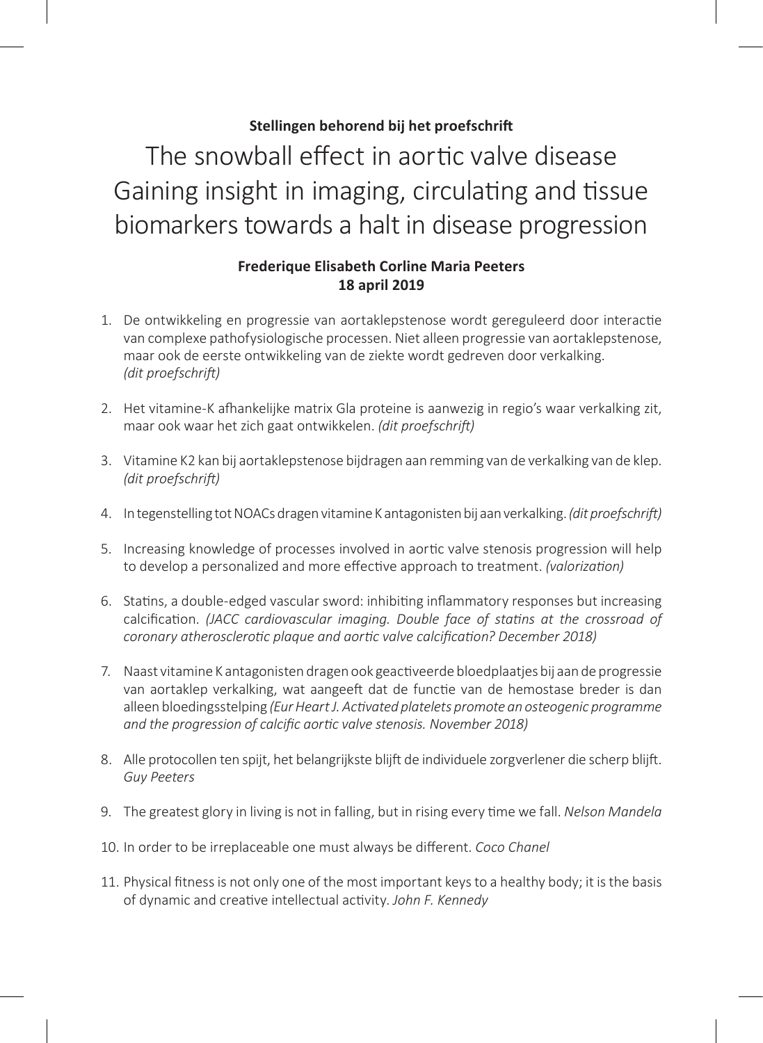**Stellingen behorend bij het proefschrift**

# The snowball effect in aortic valve disease Gaining insight in imaging, circulating and tissue biomarkers towards a halt in disease progression

**Frederique Elisabeth Corline Maria Peeters**
**18 april 2019**

1. De ontwikkeling en progressie van aortaklepstenose wordt gereguleerd door interactie van complexe pathofysiologische processen. Niet alleen progressie van aortaklepstenose, maar ook de eerste ontwikkeling van de ziekte wordt gedreven door verkalking. *(dit proefschrift)*

2. Het vitamine-K afhankelijke matrix Gla proteine is aanwezig in regio's waar verkalking zit, maar ook waar het zich gaat ontwikkelen. *(dit proefschrift)*

3. Vitamine K2 kan bij aortaklepstenose bijdragen aan remming van de verkalking van de klep. *(dit proefschrift)*

4. In tegenstelling tot NOACs dragen vitamine K antagonisten bij aan verkalking. *(dit proefschrift)*

5. Increasing knowledge of processes involved in aortic valve stenosis progression will help to develop a personalized and more effective approach to treatment. *(valorization)*

6. Statins, a double-edged vascular sword: inhibiting inflammatory responses but increasing calcification. *(JACC cardiovascular imaging. Double face of statins at the crossroad of coronary atherosclerotic plaque and aortic valve calcification? December 2018)*

7. Naast vitamine K antagonisten dragen ook geactiveerde bloedplaatjes bij aan de progressie van aortaklep verkalking, wat aangeeft dat de functie van de hemostase breder is dan alleen bloedingsstelping *(Eur Heart J. Activated platelets promote an osteogenic programme and the progression of calcific aortic valve stenosis. November 2018)*

8. Alle protocollen ten spijt, het belangrijkste blijft de individuele zorgverlener die scherp blijft. *Guy Peeters*

9. The greatest glory in living is not in falling, but in rising every time we fall. *Nelson Mandela*

10. In order to be irreplaceable one must always be different. *Coco Chanel*

11. Physical fitness is not only one of the most important keys to a healthy body; it is the basis of dynamic and creative intellectual activity. *John F. Kennedy*